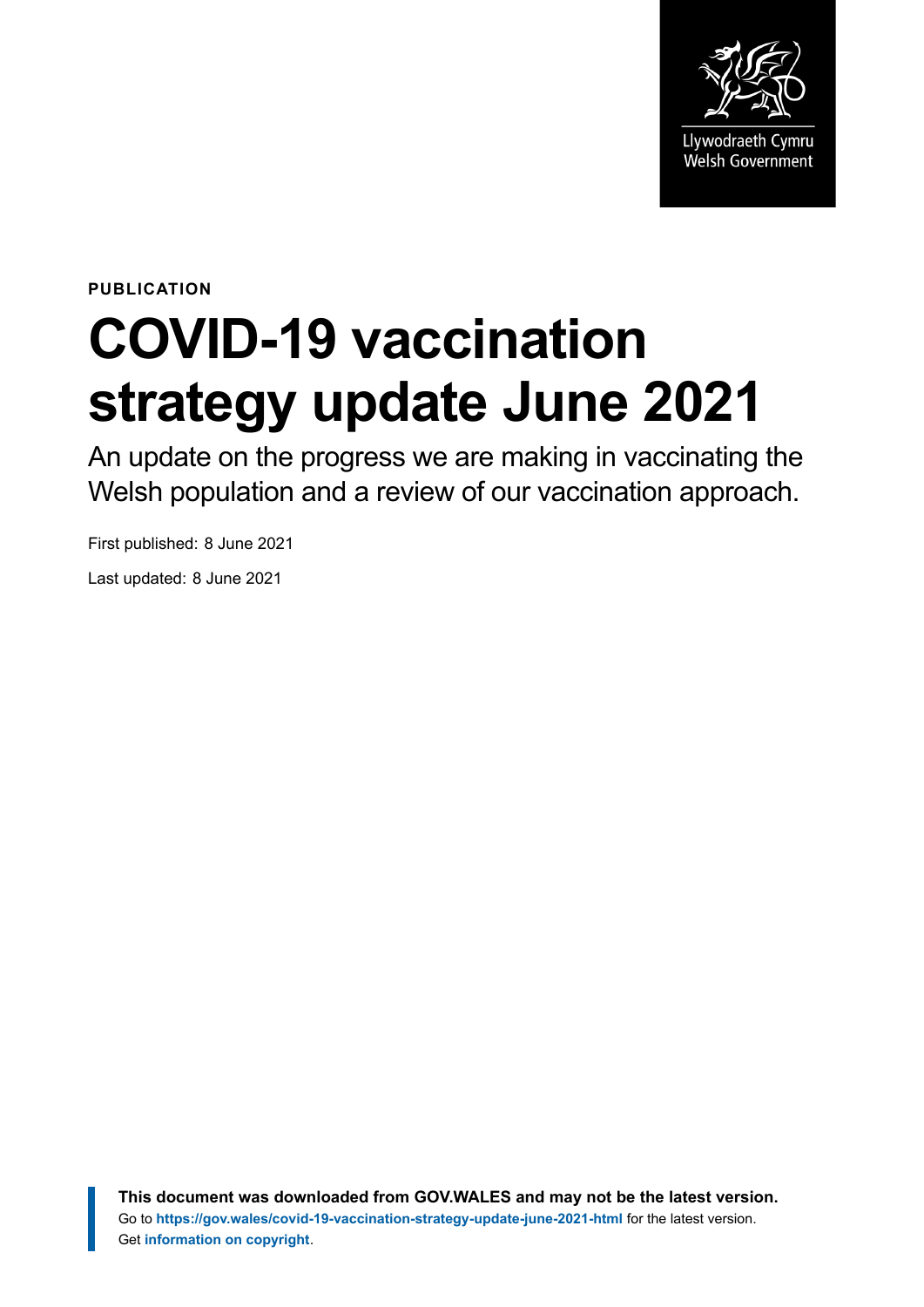Llywodraeth Cymru
Welsh Government

**PUBLICATION**

# COVID-19 vaccination strategy update June 2021

An update on the progress we are making in vaccinating the Welsh population and a review of our vaccination approach.

First published: 8 June 2021

Last updated: 8 June 2021

**This document was downloaded from GOV.WALES and may not be the latest version.**
Go to **https://gov.wales/covid-19-vaccination-strategy-update-june-2021-html** for the latest version.
Get **information on copyright**.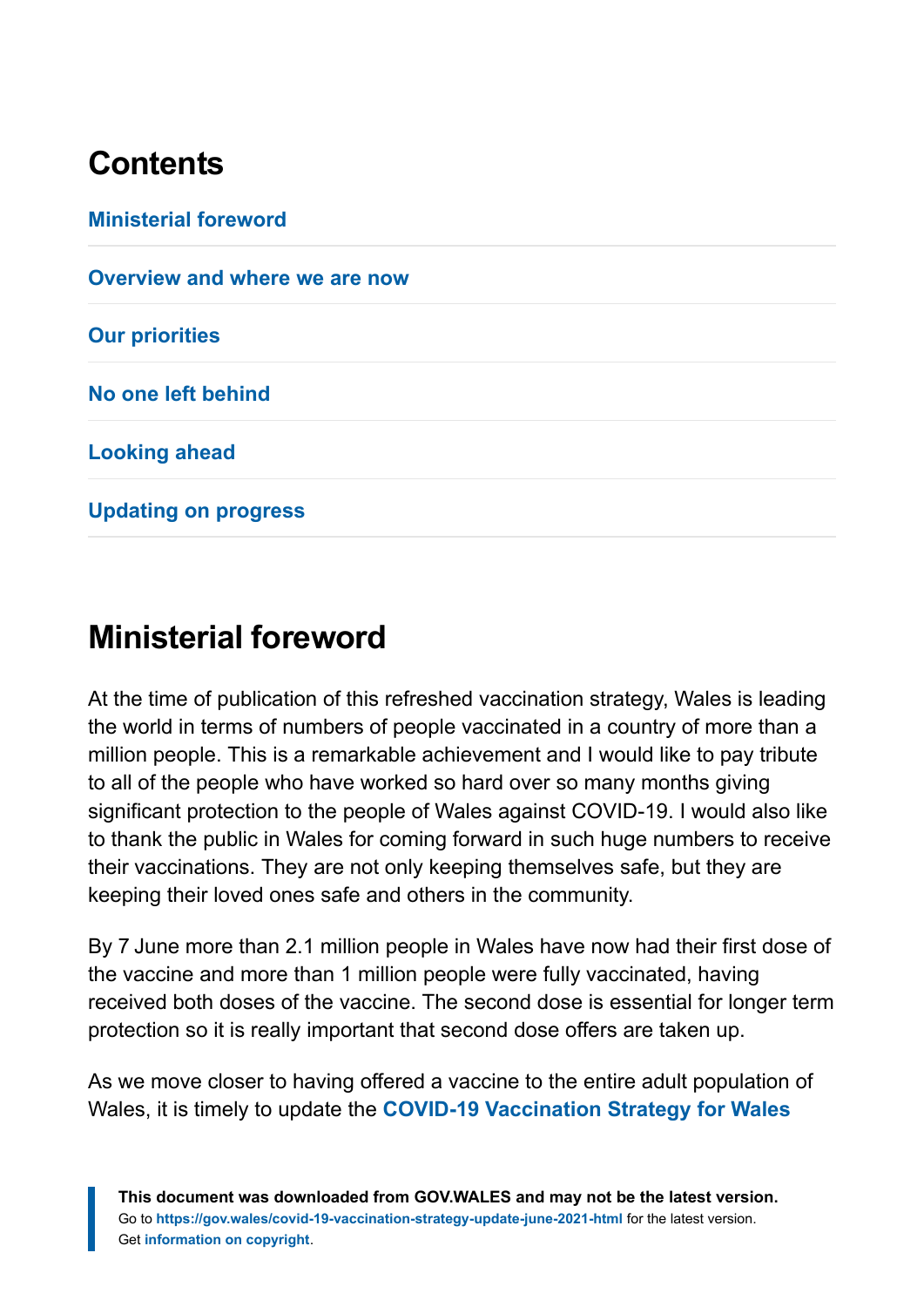## Contents

Ministerial foreword

Overview and where we are now

Our priorities

No one left behind

Looking ahead

Updating on progress

## Ministerial foreword

At the time of publication of this refreshed vaccination strategy, Wales is leading the world in terms of numbers of people vaccinated in a country of more than a million people. This is a remarkable achievement and I would like to pay tribute to all of the people who have worked so hard over so many months giving significant protection to the people of Wales against COVID-19. I would also like to thank the public in Wales for coming forward in such huge numbers to receive their vaccinations. They are not only keeping themselves safe, but they are keeping their loved ones safe and others in the community.

By 7 June more than 2.1 million people in Wales have now had their first dose of the vaccine and more than 1 million people were fully vaccinated, having received both doses of the vaccine. The second dose is essential for longer term protection so it is really important that second dose offers are taken up.

As we move closer to having offered a vaccine to the entire adult population of Wales, it is timely to update the **COVID-19 Vaccination Strategy for Wales**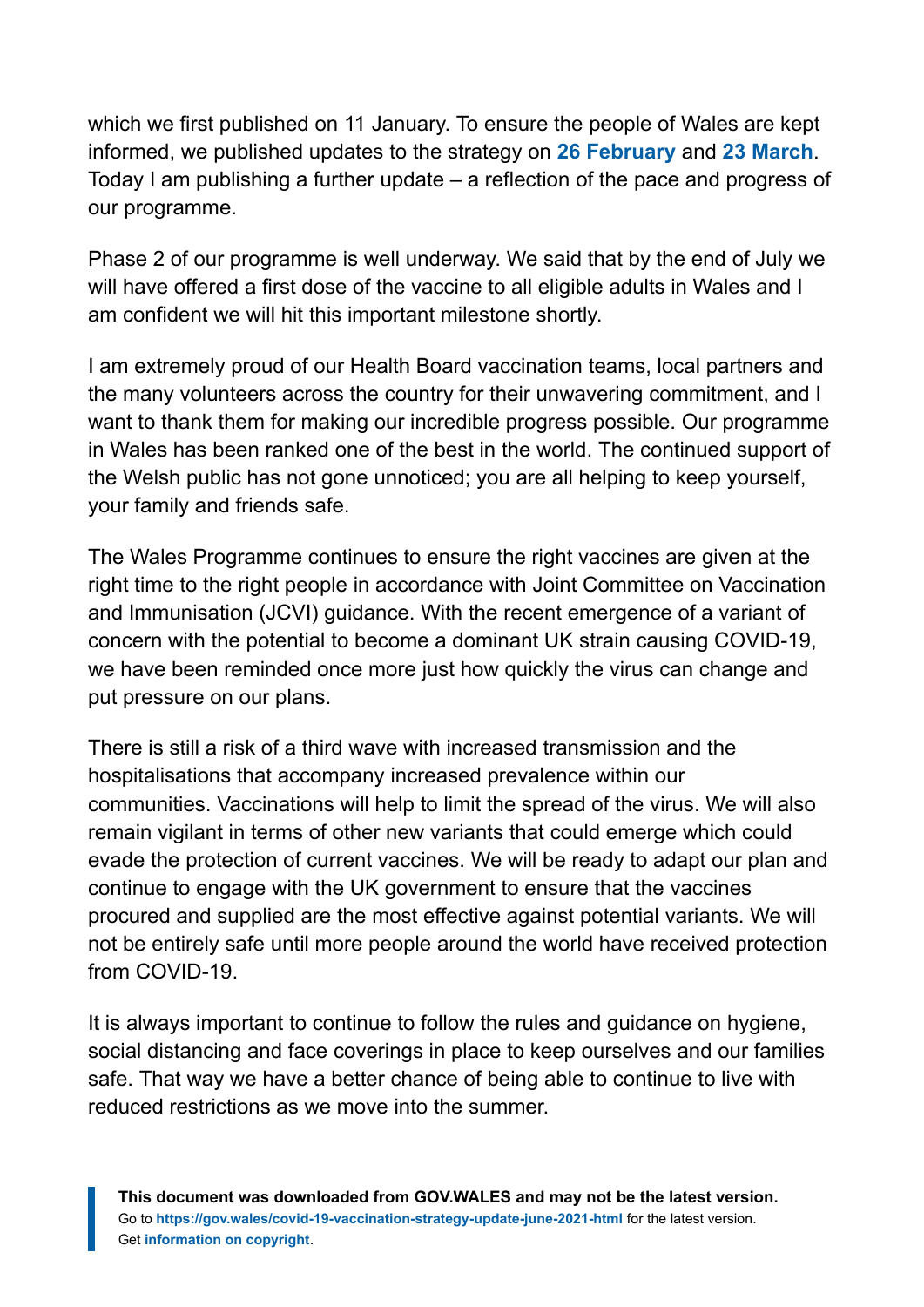which we first published on 11 January. To ensure the people of Wales are kept informed, we published updates to the strategy on **26 February** and **23 March**. Today I am publishing a further update – a reflection of the pace and progress of our programme.

Phase 2 of our programme is well underway. We said that by the end of July we will have offered a first dose of the vaccine to all eligible adults in Wales and I am confident we will hit this important milestone shortly.

I am extremely proud of our Health Board vaccination teams, local partners and the many volunteers across the country for their unwavering commitment, and I want to thank them for making our incredible progress possible. Our programme in Wales has been ranked one of the best in the world. The continued support of the Welsh public has not gone unnoticed; you are all helping to keep yourself, your family and friends safe.

The Wales Programme continues to ensure the right vaccines are given at the right time to the right people in accordance with Joint Committee on Vaccination and Immunisation (JCVI) guidance. With the recent emergence of a variant of concern with the potential to become a dominant UK strain causing COVID-19, we have been reminded once more just how quickly the virus can change and put pressure on our plans.

There is still a risk of a third wave with increased transmission and the hospitalisations that accompany increased prevalence within our communities. Vaccinations will help to limit the spread of the virus. We will also remain vigilant in terms of other new variants that could emerge which could evade the protection of current vaccines. We will be ready to adapt our plan and continue to engage with the UK government to ensure that the vaccines procured and supplied are the most effective against potential variants. We will not be entirely safe until more people around the world have received protection from COVID-19.

It is always important to continue to follow the rules and guidance on hygiene, social distancing and face coverings in place to keep ourselves and our families safe. That way we have a better chance of being able to continue to live with reduced restrictions as we move into the summer.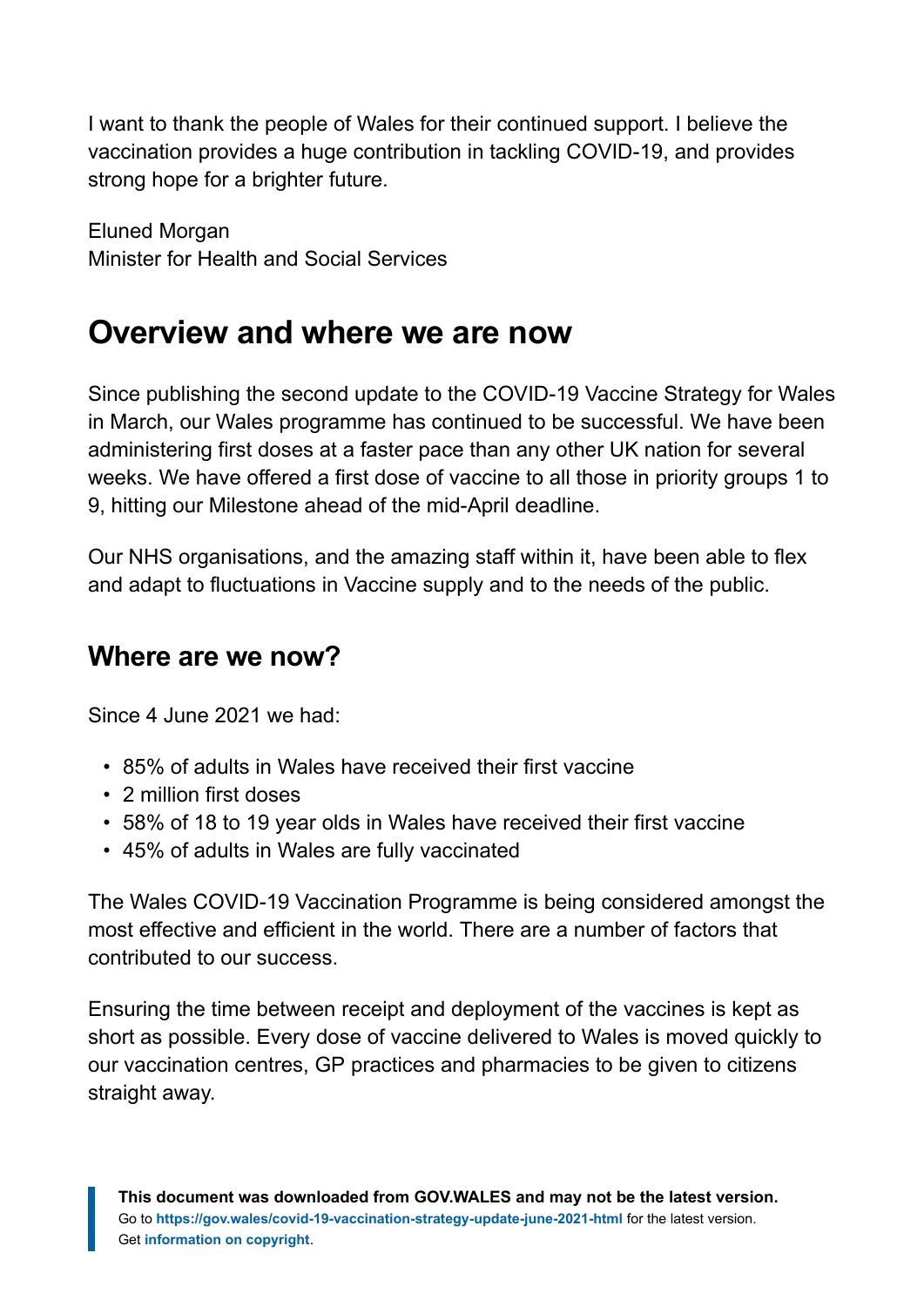I want to thank the people of Wales for their continued support. I believe the vaccination provides a huge contribution in tackling COVID-19, and provides strong hope for a brighter future.

Eluned Morgan
Minister for Health and Social Services

## Overview and where we are now

Since publishing the second update to the COVID-19 Vaccine Strategy for Wales in March, our Wales programme has continued to be successful. We have been administering first doses at a faster pace than any other UK nation for several weeks. We have offered a first dose of vaccine to all those in priority groups 1 to 9, hitting our Milestone ahead of the mid-April deadline.

Our NHS organisations, and the amazing staff within it, have been able to flex and adapt to fluctuations in Vaccine supply and to the needs of the public.

### Where are we now?

Since 4 June 2021 we had:

- 85% of adults in Wales have received their first vaccine
- 2 million first doses
- 58% of 18 to 19 year olds in Wales have received their first vaccine
- 45% of adults in Wales are fully vaccinated

The Wales COVID-19 Vaccination Programme is being considered amongst the most effective and efficient in the world. There are a number of factors that contributed to our success.

Ensuring the time between receipt and deployment of the vaccines is kept as short as possible. Every dose of vaccine delivered to Wales is moved quickly to our vaccination centres, GP practices and pharmacies to be given to citizens straight away.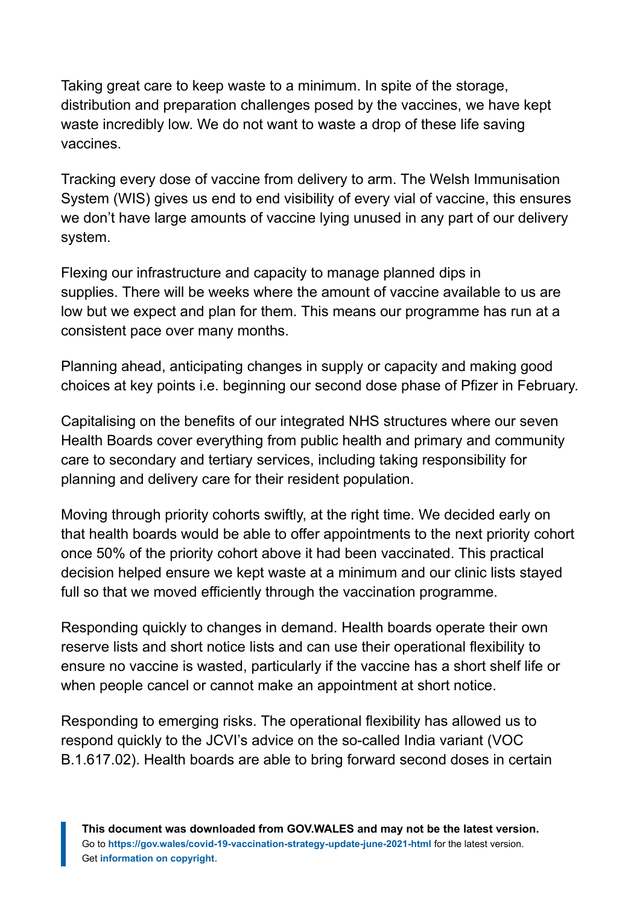Taking great care to keep waste to a minimum. In spite of the storage, distribution and preparation challenges posed by the vaccines, we have kept waste incredibly low. We do not want to waste a drop of these life saving vaccines.

Tracking every dose of vaccine from delivery to arm. The Welsh Immunisation System (WIS) gives us end to end visibility of every vial of vaccine, this ensures we don't have large amounts of vaccine lying unused in any part of our delivery system.

Flexing our infrastructure and capacity to manage planned dips in supplies. There will be weeks where the amount of vaccine available to us are low but we expect and plan for them. This means our programme has run at a consistent pace over many months.

Planning ahead, anticipating changes in supply or capacity and making good choices at key points i.e. beginning our second dose phase of Pfizer in February.

Capitalising on the benefits of our integrated NHS structures where our seven Health Boards cover everything from public health and primary and community care to secondary and tertiary services, including taking responsibility for planning and delivery care for their resident population.

Moving through priority cohorts swiftly, at the right time. We decided early on that health boards would be able to offer appointments to the next priority cohort once 50% of the priority cohort above it had been vaccinated. This practical decision helped ensure we kept waste at a minimum and our clinic lists stayed full so that we moved efficiently through the vaccination programme.

Responding quickly to changes in demand. Health boards operate their own reserve lists and short notice lists and can use their operational flexibility to ensure no vaccine is wasted, particularly if the vaccine has a short shelf life or when people cancel or cannot make an appointment at short notice.

Responding to emerging risks. The operational flexibility has allowed us to respond quickly to the JCVI's advice on the so-called India variant (VOC B.1.617.02). Health boards are able to bring forward second doses in certain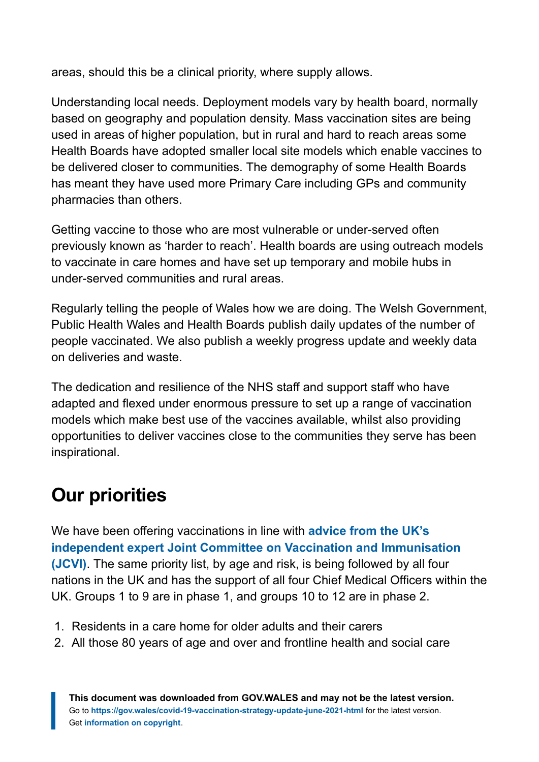areas, should this be a clinical priority, where supply allows.

Understanding local needs. Deployment models vary by health board, normally based on geography and population density. Mass vaccination sites are being used in areas of higher population, but in rural and hard to reach areas some Health Boards have adopted smaller local site models which enable vaccines to be delivered closer to communities. The demography of some Health Boards has meant they have used more Primary Care including GPs and community pharmacies than others.

Getting vaccine to those who are most vulnerable or under-served often previously known as 'harder to reach'. Health boards are using outreach models to vaccinate in care homes and have set up temporary and mobile hubs in under-served communities and rural areas.

Regularly telling the people of Wales how we are doing. The Welsh Government, Public Health Wales and Health Boards publish daily updates of the number of people vaccinated. We also publish a weekly progress update and weekly data on deliveries and waste.

The dedication and resilience of the NHS staff and support staff who have adapted and flexed under enormous pressure to set up a range of vaccination models which make best use of the vaccines available, whilst also providing opportunities to deliver vaccines close to the communities they serve has been inspirational.

## Our priorities

We have been offering vaccinations in line with **advice from the UK's independent expert Joint Committee on Vaccination and Immunisation (JCVI)**. The same priority list, by age and risk, is being followed by all four nations in the UK and has the support of all four Chief Medical Officers within the UK. Groups 1 to 9 are in phase 1, and groups 10 to 12 are in phase 2.

1. Residents in a care home for older adults and their carers
2. All those 80 years of age and over and frontline health and social care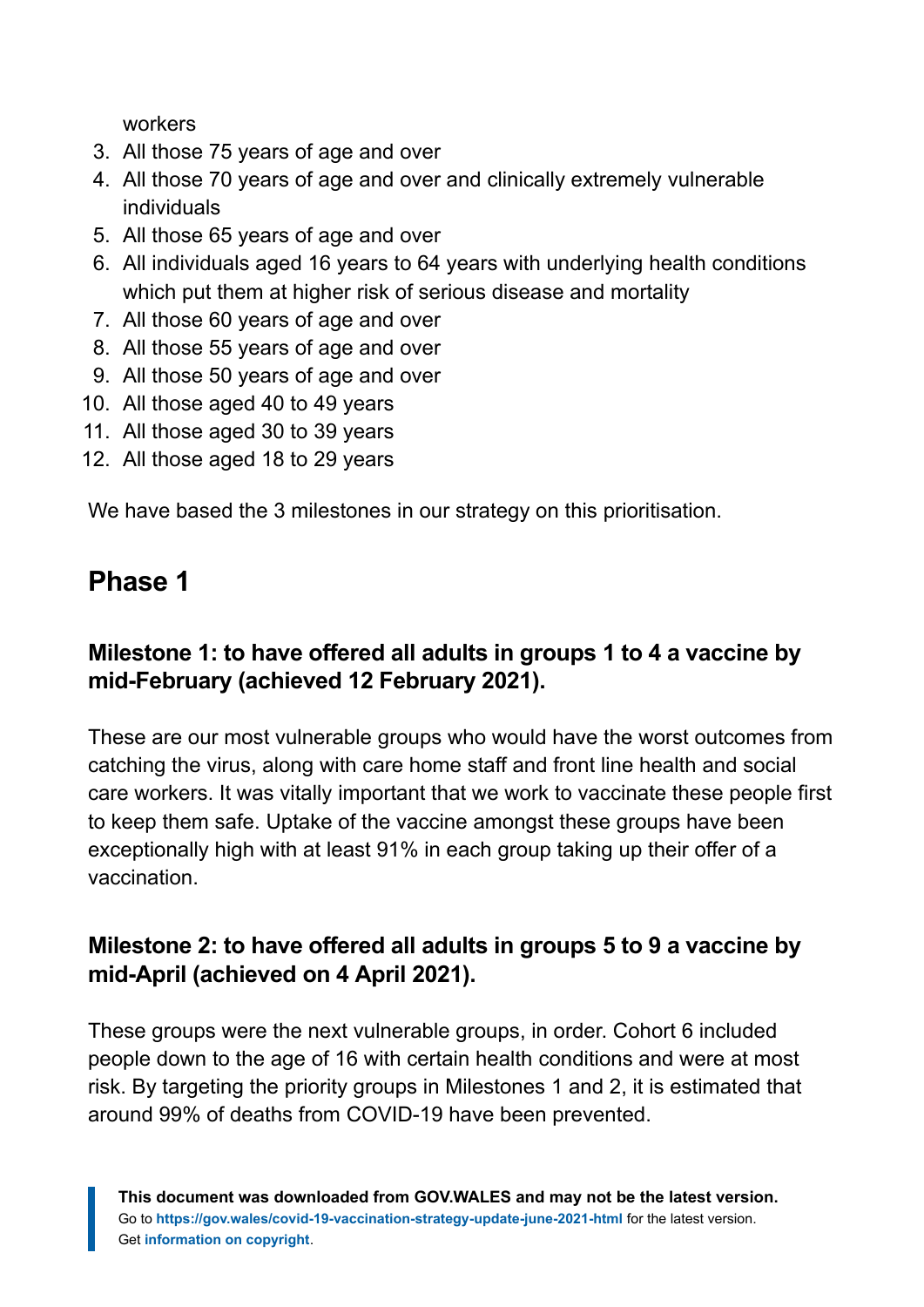workers

3. All those 75 years of age and over
4. All those 70 years of age and over and clinically extremely vulnerable individuals
5. All those 65 years of age and over
6. All individuals aged 16 years to 64 years with underlying health conditions which put them at higher risk of serious disease and mortality
7. All those 60 years of age and over
8. All those 55 years of age and over
9. All those 50 years of age and over
10. All those aged 40 to 49 years
11. All those aged 30 to 39 years
12. All those aged 18 to 29 years

We have based the 3 milestones in our strategy on this prioritisation.

## Phase 1

### Milestone 1: to have offered all adults in groups 1 to 4 a vaccine by mid-February (achieved 12 February 2021).

These are our most vulnerable groups who would have the worst outcomes from catching the virus, along with care home staff and front line health and social care workers. It was vitally important that we work to vaccinate these people first to keep them safe. Uptake of the vaccine amongst these groups have been exceptionally high with at least 91% in each group taking up their offer of a vaccination.

### Milestone 2: to have offered all adults in groups 5 to 9 a vaccine by mid-April (achieved on 4 April 2021).

These groups were the next vulnerable groups, in order. Cohort 6 included people down to the age of 16 with certain health conditions and were at most risk. By targeting the priority groups in Milestones 1 and 2, it is estimated that around 99% of deaths from COVID-19 have been prevented.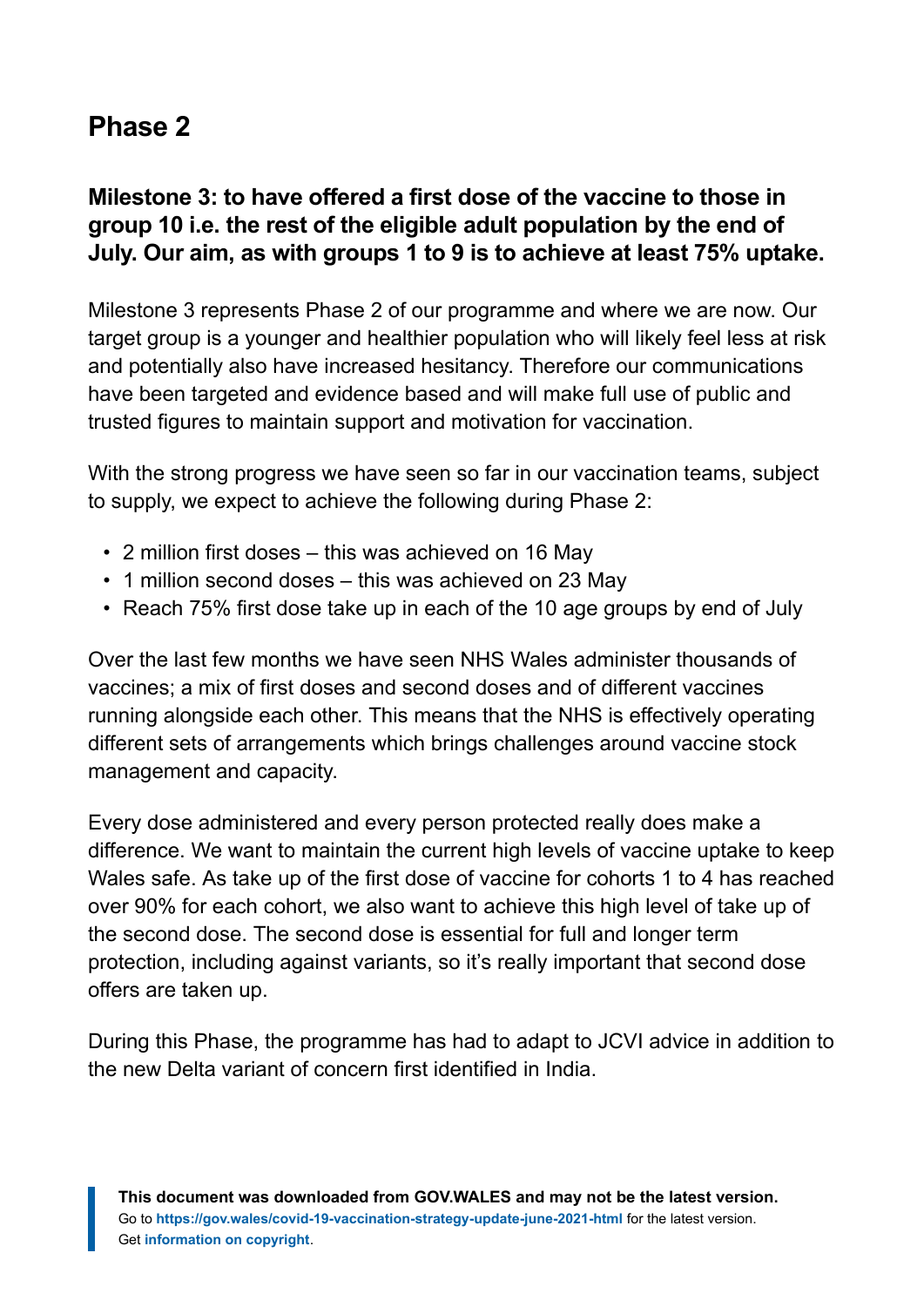## Phase 2

### Milestone 3: to have offered a first dose of the vaccine to those in group 10 i.e. the rest of the eligible adult population by the end of July. Our aim, as with groups 1 to 9 is to achieve at least 75% uptake.

Milestone 3 represents Phase 2 of our programme and where we are now. Our target group is a younger and healthier population who will likely feel less at risk and potentially also have increased hesitancy. Therefore our communications have been targeted and evidence based and will make full use of public and trusted figures to maintain support and motivation for vaccination.

With the strong progress we have seen so far in our vaccination teams, subject to supply, we expect to achieve the following during Phase 2:

- 2 million first doses – this was achieved on 16 May
- 1 million second doses – this was achieved on 23 May
- Reach 75% first dose take up in each of the 10 age groups by end of July

Over the last few months we have seen NHS Wales administer thousands of vaccines; a mix of first doses and second doses and of different vaccines running alongside each other. This means that the NHS is effectively operating different sets of arrangements which brings challenges around vaccine stock management and capacity.

Every dose administered and every person protected really does make a difference. We want to maintain the current high levels of vaccine uptake to keep Wales safe. As take up of the first dose of vaccine for cohorts 1 to 4 has reached over 90% for each cohort, we also want to achieve this high level of take up of the second dose. The second dose is essential for full and longer term protection, including against variants, so it's really important that second dose offers are taken up.

During this Phase, the programme has had to adapt to JCVI advice in addition to the new Delta variant of concern first identified in India.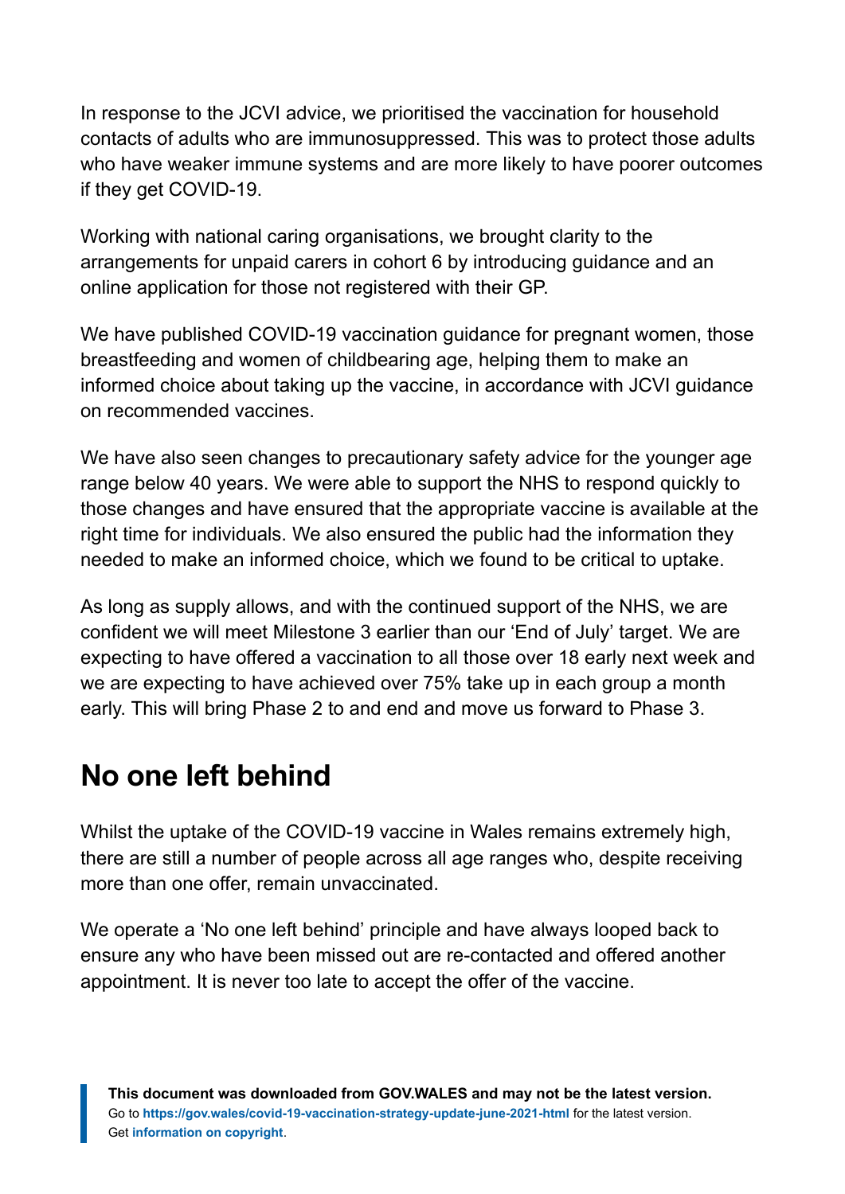In response to the JCVI advice, we prioritised the vaccination for household contacts of adults who are immunosuppressed. This was to protect those adults who have weaker immune systems and are more likely to have poorer outcomes if they get COVID-19.

Working with national caring organisations, we brought clarity to the arrangements for unpaid carers in cohort 6 by introducing guidance and an online application for those not registered with their GP.

We have published COVID-19 vaccination guidance for pregnant women, those breastfeeding and women of childbearing age, helping them to make an informed choice about taking up the vaccine, in accordance with JCVI guidance on recommended vaccines.

We have also seen changes to precautionary safety advice for the younger age range below 40 years. We were able to support the NHS to respond quickly to those changes and have ensured that the appropriate vaccine is available at the right time for individuals. We also ensured the public had the information they needed to make an informed choice, which we found to be critical to uptake.

As long as supply allows, and with the continued support of the NHS, we are confident we will meet Milestone 3 earlier than our 'End of July' target. We are expecting to have offered a vaccination to all those over 18 early next week and we are expecting to have achieved over 75% take up in each group a month early. This will bring Phase 2 to and end and move us forward to Phase 3.

## No one left behind

Whilst the uptake of the COVID-19 vaccine in Wales remains extremely high, there are still a number of people across all age ranges who, despite receiving more than one offer, remain unvaccinated.

We operate a 'No one left behind' principle and have always looped back to ensure any who have been missed out are re-contacted and offered another appointment. It is never too late to accept the offer of the vaccine.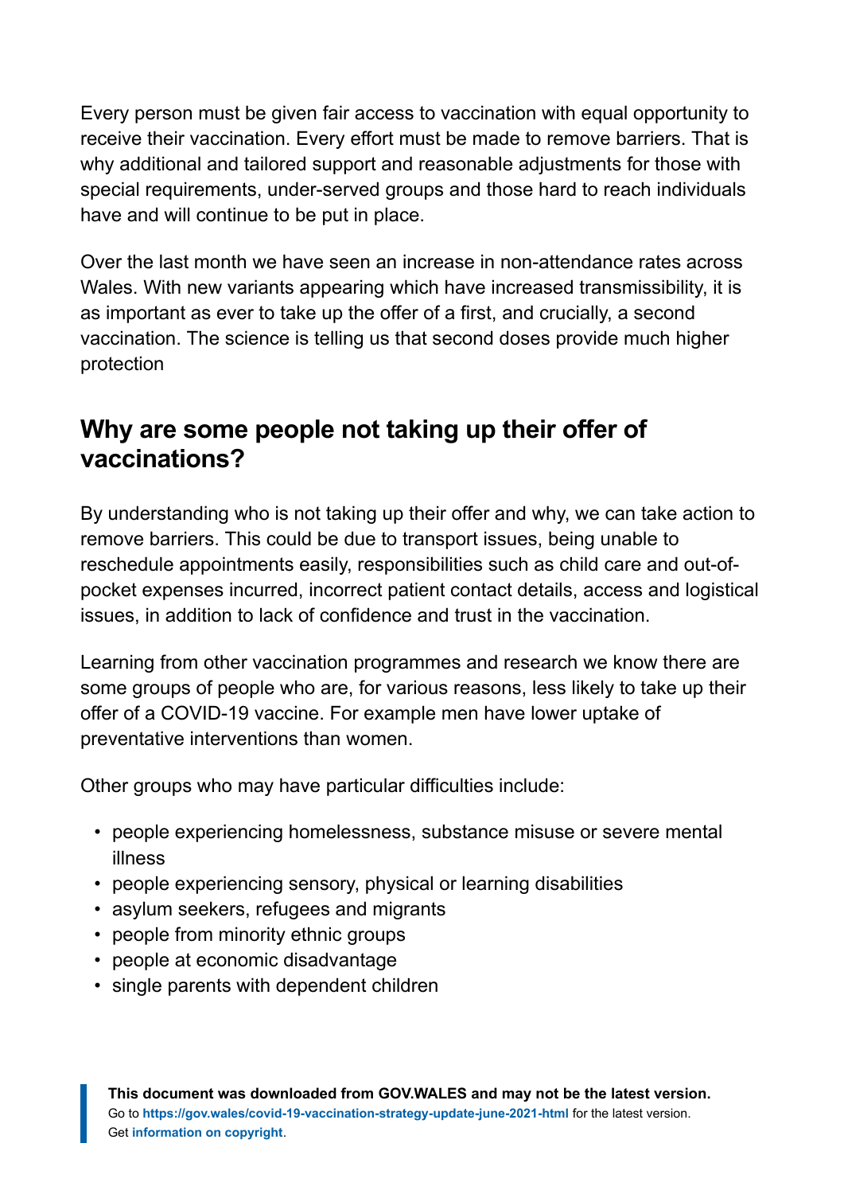Every person must be given fair access to vaccination with equal opportunity to receive their vaccination. Every effort must be made to remove barriers. That is why additional and tailored support and reasonable adjustments for those with special requirements, under-served groups and those hard to reach individuals have and will continue to be put in place.

Over the last month we have seen an increase in non-attendance rates across Wales. With new variants appearing which have increased transmissibility, it is as important as ever to take up the offer of a first, and crucially, a second vaccination. The science is telling us that second doses provide much higher protection

## Why are some people not taking up their offer of vaccinations?

By understanding who is not taking up their offer and why, we can take action to remove barriers. This could be due to transport issues, being unable to reschedule appointments easily, responsibilities such as child care and out-of-pocket expenses incurred, incorrect patient contact details, access and logistical issues, in addition to lack of confidence and trust in the vaccination.

Learning from other vaccination programmes and research we know there are some groups of people who are, for various reasons, less likely to take up their offer of a COVID-19 vaccine. For example men have lower uptake of preventative interventions than women.

Other groups who may have particular difficulties include:

- people experiencing homelessness, substance misuse or severe mental illness
- people experiencing sensory, physical or learning disabilities
- asylum seekers, refugees and migrants
- people from minority ethnic groups
- people at economic disadvantage
- single parents with dependent children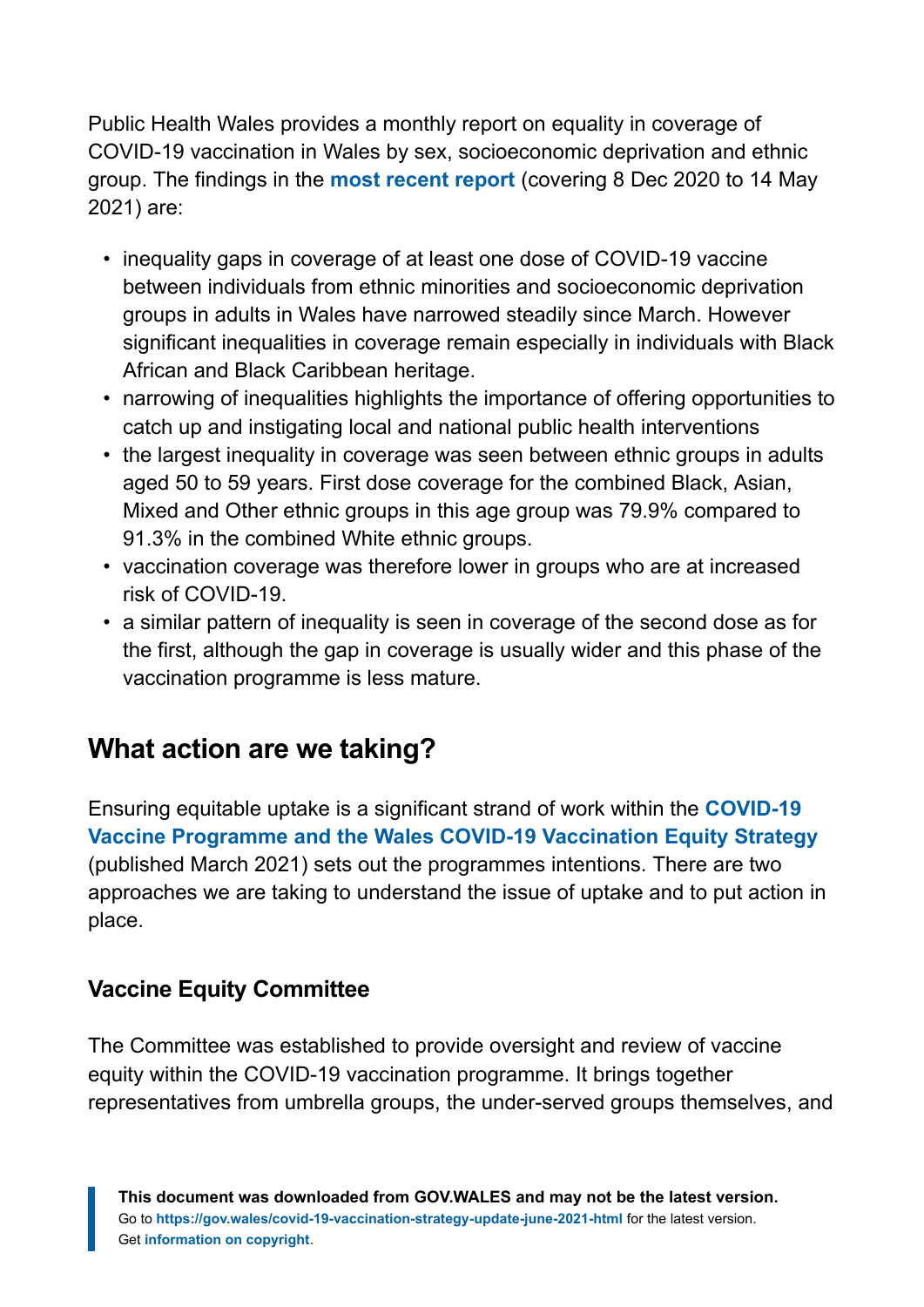Public Health Wales provides a monthly report on equality in coverage of COVID-19 vaccination in Wales by sex, socioeconomic deprivation and ethnic group. The findings in the **most recent report** (covering 8 Dec 2020 to 14 May 2021) are:

- inequality gaps in coverage of at least one dose of COVID-19 vaccine between individuals from ethnic minorities and socioeconomic deprivation groups in adults in Wales have narrowed steadily since March. However significant inequalities in coverage remain especially in individuals with Black African and Black Caribbean heritage.
- narrowing of inequalities highlights the importance of offering opportunities to catch up and instigating local and national public health interventions
- the largest inequality in coverage was seen between ethnic groups in adults aged 50 to 59 years. First dose coverage for the combined Black, Asian, Mixed and Other ethnic groups in this age group was 79.9% compared to 91.3% in the combined White ethnic groups.
- vaccination coverage was therefore lower in groups who are at increased risk of COVID-19.
- a similar pattern of inequality is seen in coverage of the second dose as for the first, although the gap in coverage is usually wider and this phase of the vaccination programme is less mature.

## What action are we taking?

Ensuring equitable uptake is a significant strand of work within the **COVID-19 Vaccine Programme and the Wales COVID-19 Vaccination Equity Strategy** (published March 2021) sets out the programmes intentions. There are two approaches we are taking to understand the issue of uptake and to put action in place.

### Vaccine Equity Committee

The Committee was established to provide oversight and review of vaccine equity within the COVID-19 vaccination programme. It brings together representatives from umbrella groups, the under-served groups themselves, and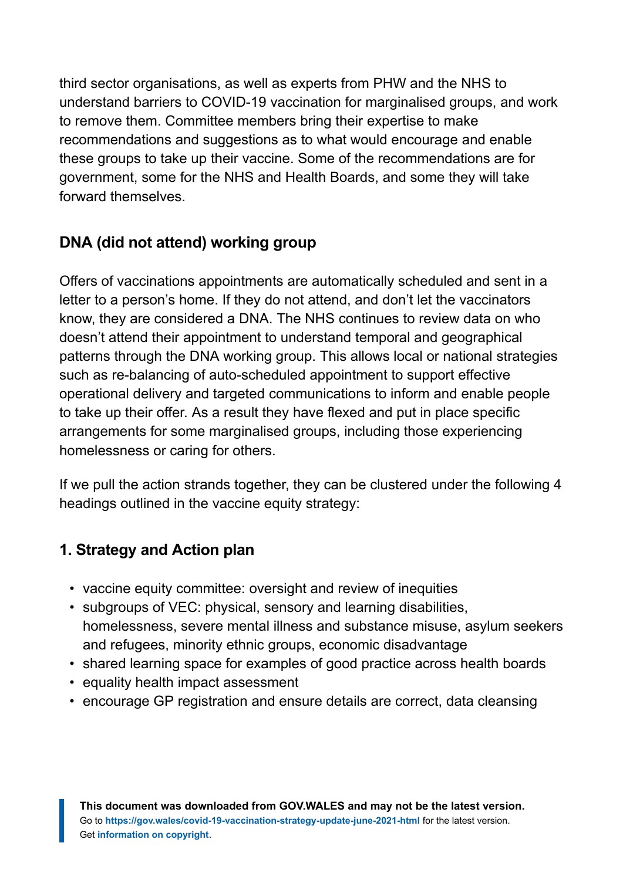third sector organisations, as well as experts from PHW and the NHS to understand barriers to COVID-19 vaccination for marginalised groups, and work to remove them. Committee members bring their expertise to make recommendations and suggestions as to what would encourage and enable these groups to take up their vaccine. Some of the recommendations are for government, some for the NHS and Health Boards, and some they will take forward themselves.

## DNA (did not attend) working group

Offers of vaccinations appointments are automatically scheduled and sent in a letter to a person's home. If they do not attend, and don't let the vaccinators know, they are considered a DNA. The NHS continues to review data on who doesn't attend their appointment to understand temporal and geographical patterns through the DNA working group. This allows local or national strategies such as re-balancing of auto-scheduled appointment to support effective operational delivery and targeted communications to inform and enable people to take up their offer. As a result they have flexed and put in place specific arrangements for some marginalised groups, including those experiencing homelessness or caring for others.

If we pull the action strands together, they can be clustered under the following 4 headings outlined in the vaccine equity strategy:

## 1. Strategy and Action plan

- vaccine equity committee: oversight and review of inequities
- subgroups of VEC: physical, sensory and learning disabilities, homelessness, severe mental illness and substance misuse, asylum seekers and refugees, minority ethnic groups, economic disadvantage
- shared learning space for examples of good practice across health boards
- equality health impact assessment
- encourage GP registration and ensure details are correct, data cleansing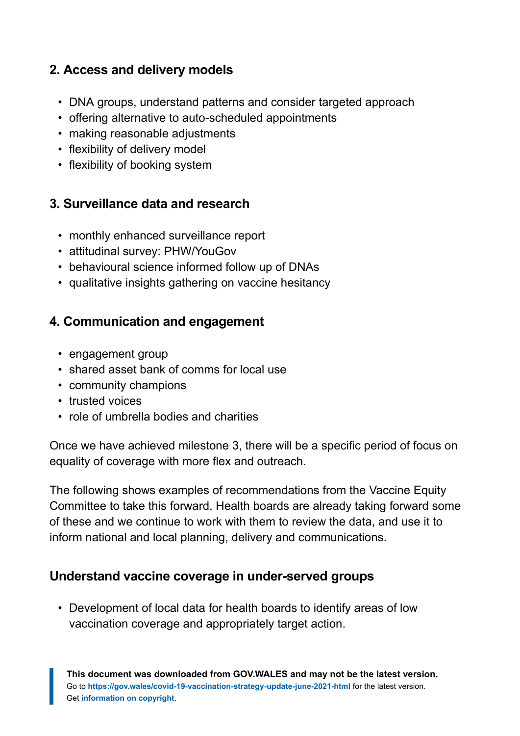## 2. Access and delivery models

- DNA groups, understand patterns and consider targeted approach
- offering alternative to auto-scheduled appointments
- making reasonable adjustments
- flexibility of delivery model
- flexibility of booking system

## 3. Surveillance data and research

- monthly enhanced surveillance report
- attitudinal survey: PHW/YouGov
- behavioural science informed follow up of DNAs
- qualitative insights gathering on vaccine hesitancy

## 4. Communication and engagement

- engagement group
- shared asset bank of comms for local use
- community champions
- trusted voices
- role of umbrella bodies and charities

Once we have achieved milestone 3, there will be a specific period of focus on equality of coverage with more flex and outreach.

The following shows examples of recommendations from the Vaccine Equity Committee to take this forward. Health boards are already taking forward some of these and we continue to work with them to review the data, and use it to inform national and local planning, delivery and communications.

## Understand vaccine coverage in under-served groups

- Development of local data for health boards to identify areas of low vaccination coverage and appropriately target action.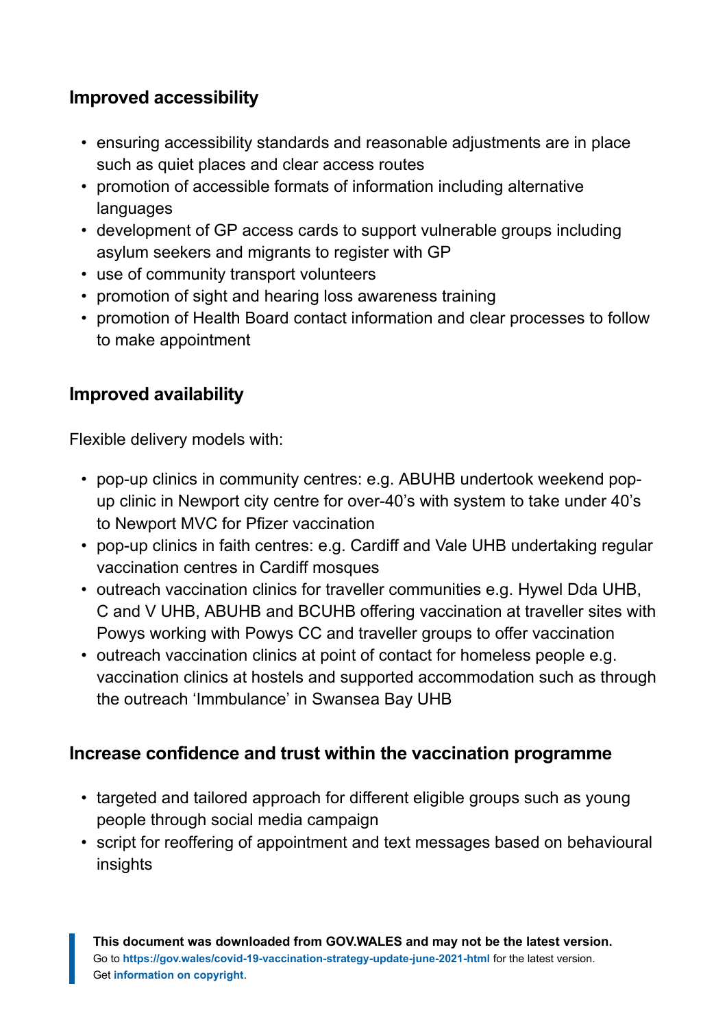### Improved accessibility

- ensuring accessibility standards and reasonable adjustments are in place such as quiet places and clear access routes
- promotion of accessible formats of information including alternative languages
- development of GP access cards to support vulnerable groups including asylum seekers and migrants to register with GP
- use of community transport volunteers
- promotion of sight and hearing loss awareness training
- promotion of Health Board contact information and clear processes to follow to make appointment

### Improved availability

Flexible delivery models with:

- pop-up clinics in community centres: e.g. ABUHB undertook weekend pop-up clinic in Newport city centre for over-40's with system to take under 40's to Newport MVC for Pfizer vaccination
- pop-up clinics in faith centres: e.g. Cardiff and Vale UHB undertaking regular vaccination centres in Cardiff mosques
- outreach vaccination clinics for traveller communities e.g. Hywel Dda UHB, C and V UHB, ABUHB and BCUHB offering vaccination at traveller sites with Powys working with Powys CC and traveller groups to offer vaccination
- outreach vaccination clinics at point of contact for homeless people e.g. vaccination clinics at hostels and supported accommodation such as through the outreach 'Immbulance' in Swansea Bay UHB

### Increase confidence and trust within the vaccination programme

- targeted and tailored approach for different eligible groups such as young people through social media campaign
- script for reoffering of appointment and text messages based on behavioural insights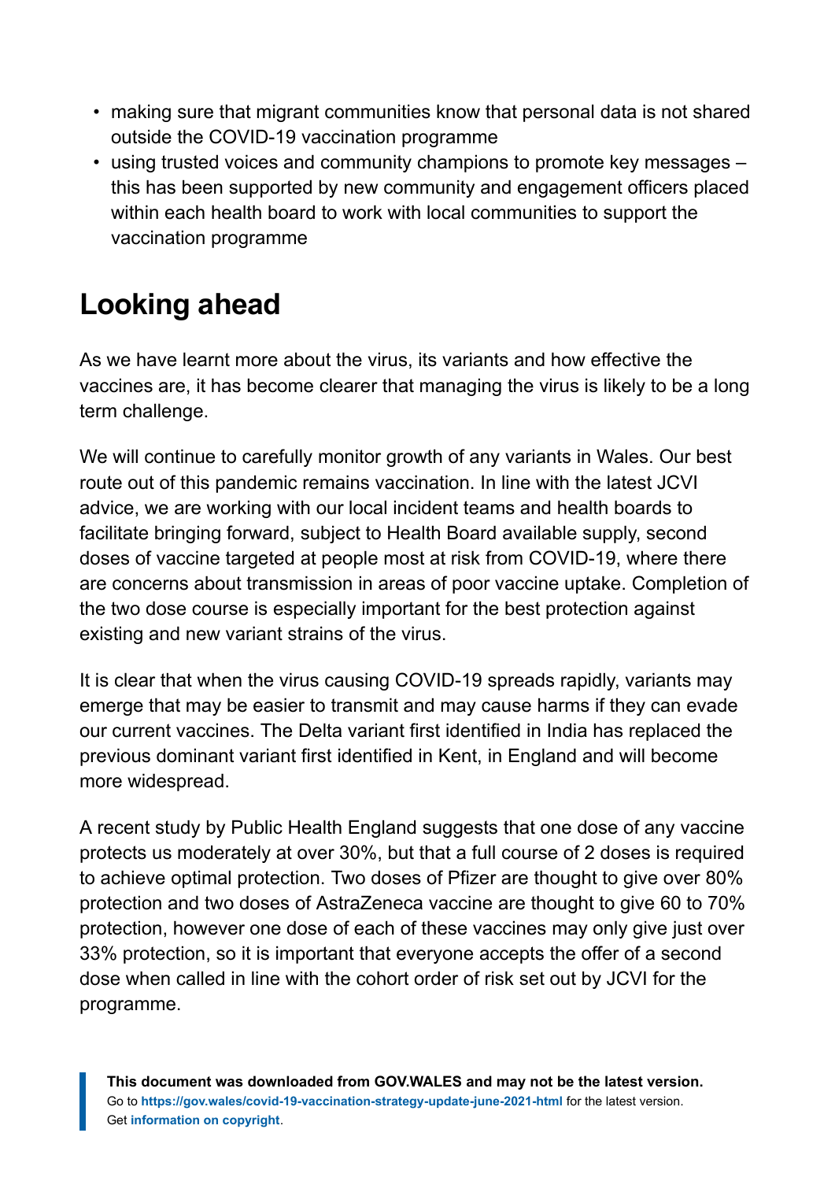- making sure that migrant communities know that personal data is not shared outside the COVID-19 vaccination programme
- using trusted voices and community champions to promote key messages – this has been supported by new community and engagement officers placed within each health board to work with local communities to support the vaccination programme

## Looking ahead

As we have learnt more about the virus, its variants and how effective the vaccines are, it has become clearer that managing the virus is likely to be a long term challenge.

We will continue to carefully monitor growth of any variants in Wales. Our best route out of this pandemic remains vaccination. In line with the latest JCVI advice, we are working with our local incident teams and health boards to facilitate bringing forward, subject to Health Board available supply, second doses of vaccine targeted at people most at risk from COVID-19, where there are concerns about transmission in areas of poor vaccine uptake. Completion of the two dose course is especially important for the best protection against existing and new variant strains of the virus.

It is clear that when the virus causing COVID-19 spreads rapidly, variants may emerge that may be easier to transmit and may cause harms if they can evade our current vaccines. The Delta variant first identified in India has replaced the previous dominant variant first identified in Kent, in England and will become more widespread.

A recent study by Public Health England suggests that one dose of any vaccine protects us moderately at over 30%, but that a full course of 2 doses is required to achieve optimal protection. Two doses of Pfizer are thought to give over 80% protection and two doses of AstraZeneca vaccine are thought to give 60 to 70% protection, however one dose of each of these vaccines may only give just over 33% protection, so it is important that everyone accepts the offer of a second dose when called in line with the cohort order of risk set out by JCVI for the programme.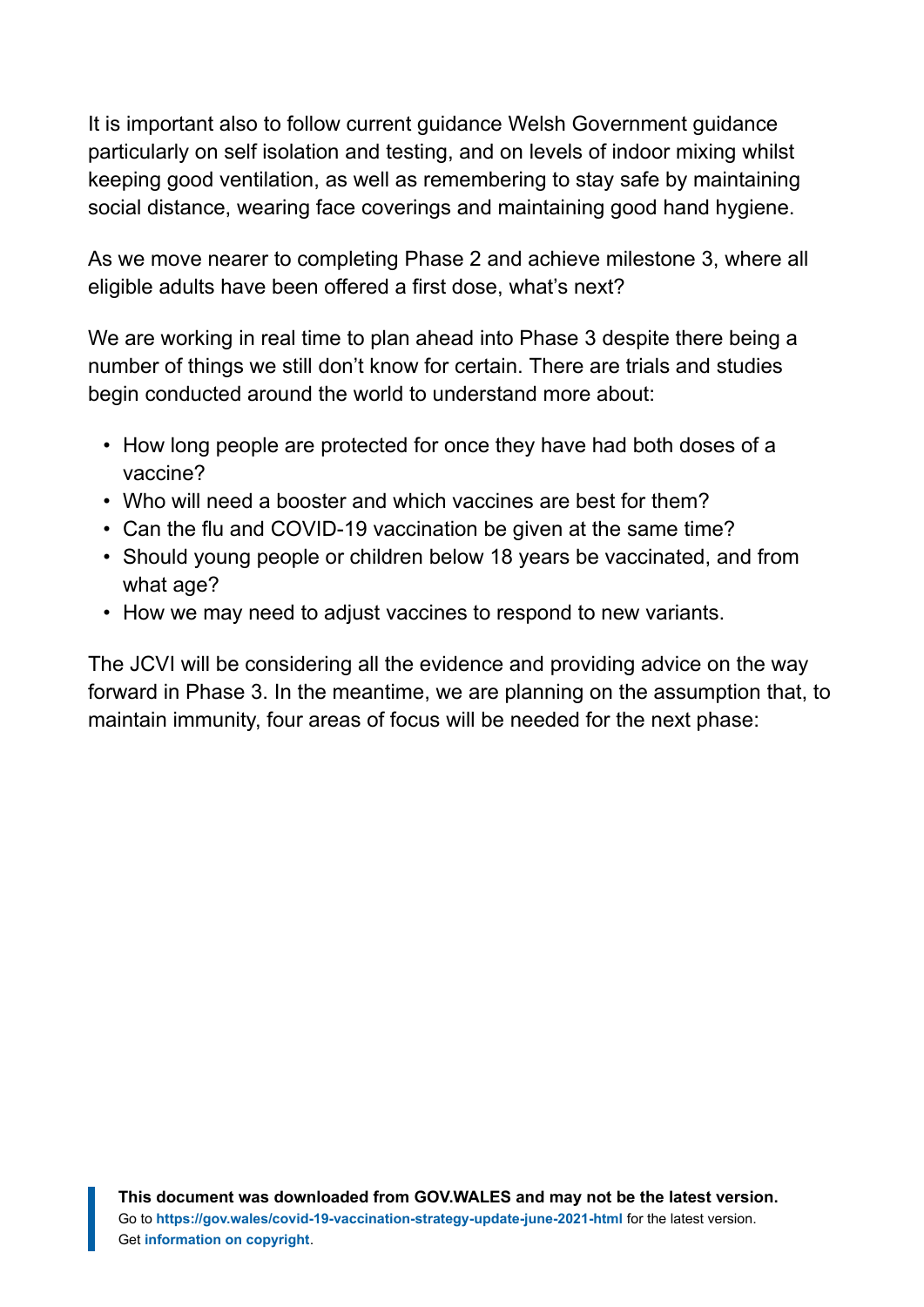It is important also to follow current guidance Welsh Government guidance particularly on self isolation and testing, and on levels of indoor mixing whilst keeping good ventilation, as well as remembering to stay safe by maintaining social distance, wearing face coverings and maintaining good hand hygiene.

As we move nearer to completing Phase 2 and achieve milestone 3, where all eligible adults have been offered a first dose, what's next?

We are working in real time to plan ahead into Phase 3 despite there being a number of things we still don't know for certain. There are trials and studies begin conducted around the world to understand more about:

- How long people are protected for once they have had both doses of a vaccine?
- Who will need a booster and which vaccines are best for them?
- Can the flu and COVID-19 vaccination be given at the same time?
- Should young people or children below 18 years be vaccinated, and from what age?
- How we may need to adjust vaccines to respond to new variants.

The JCVI will be considering all the evidence and providing advice on the way forward in Phase 3. In the meantime, we are planning on the assumption that, to maintain immunity, four areas of focus will be needed for the next phase: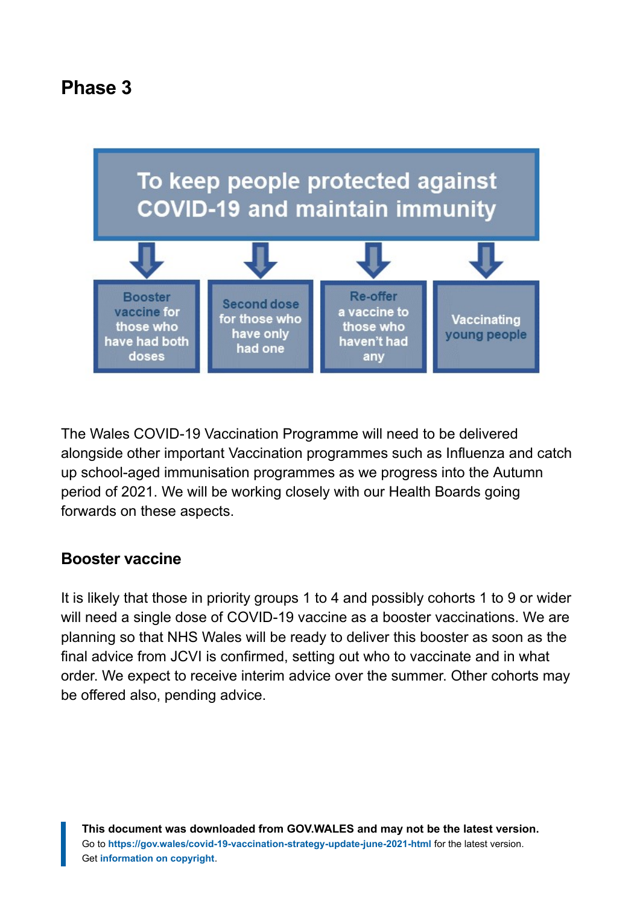## Phase 3

To keep people protected against COVID-19 and maintain immunity

- Booster vaccine for those who have had both doses
- Second dose for those who have only had one
- Re-offer a vaccine to those who haven't had any
- Vaccinating young people

The Wales COVID-19 Vaccination Programme will need to be delivered alongside other important Vaccination programmes such as Influenza and catch up school-aged immunisation programmes as we progress into the Autumn period of 2021. We will be working closely with our Health Boards going forwards on these aspects.

### Booster vaccine

It is likely that those in priority groups 1 to 4 and possibly cohorts 1 to 9 or wider will need a single dose of COVID-19 vaccine as a booster vaccinations. We are planning so that NHS Wales will be ready to deliver this booster as soon as the final advice from JCVI is confirmed, setting out who to vaccinate and in what order. We expect to receive interim advice over the summer. Other cohorts may be offered also, pending advice.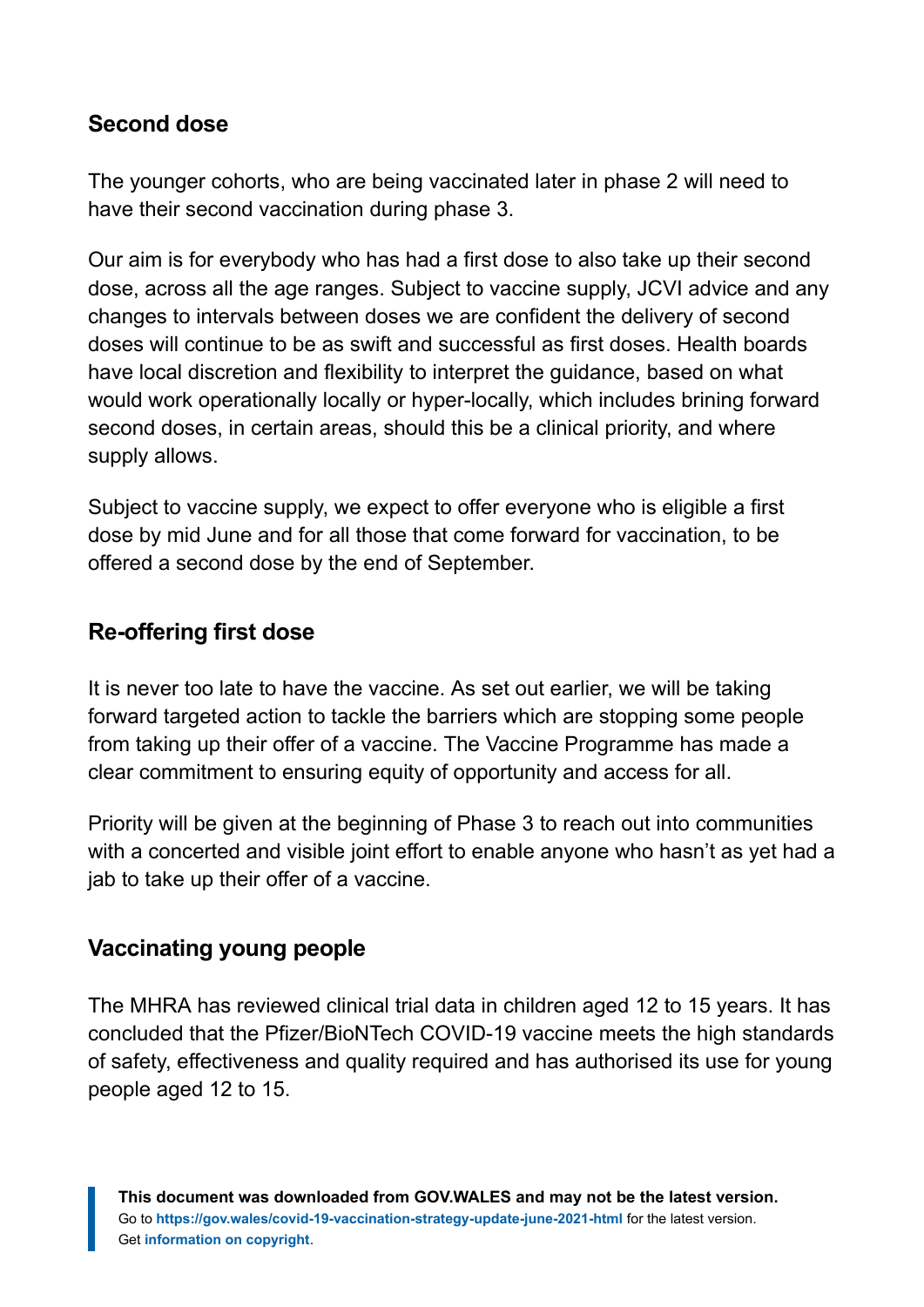## Second dose

The younger cohorts, who are being vaccinated later in phase 2 will need to have their second vaccination during phase 3.

Our aim is for everybody who has had a first dose to also take up their second dose, across all the age ranges. Subject to vaccine supply, JCVI advice and any changes to intervals between doses we are confident the delivery of second doses will continue to be as swift and successful as first doses. Health boards have local discretion and flexibility to interpret the guidance, based on what would work operationally locally or hyper-locally, which includes brining forward second doses, in certain areas, should this be a clinical priority, and where supply allows.

Subject to vaccine supply, we expect to offer everyone who is eligible a first dose by mid June and for all those that come forward for vaccination, to be offered a second dose by the end of September.

## Re-offering first dose

It is never too late to have the vaccine. As set out earlier, we will be taking forward targeted action to tackle the barriers which are stopping some people from taking up their offer of a vaccine. The Vaccine Programme has made a clear commitment to ensuring equity of opportunity and access for all.

Priority will be given at the beginning of Phase 3 to reach out into communities with a concerted and visible joint effort to enable anyone who hasn't as yet had a jab to take up their offer of a vaccine.

## Vaccinating young people

The MHRA has reviewed clinical trial data in children aged 12 to 15 years. It has concluded that the Pfizer/BioNTech COVID-19 vaccine meets the high standards of safety, effectiveness and quality required and has authorised its use for young people aged 12 to 15.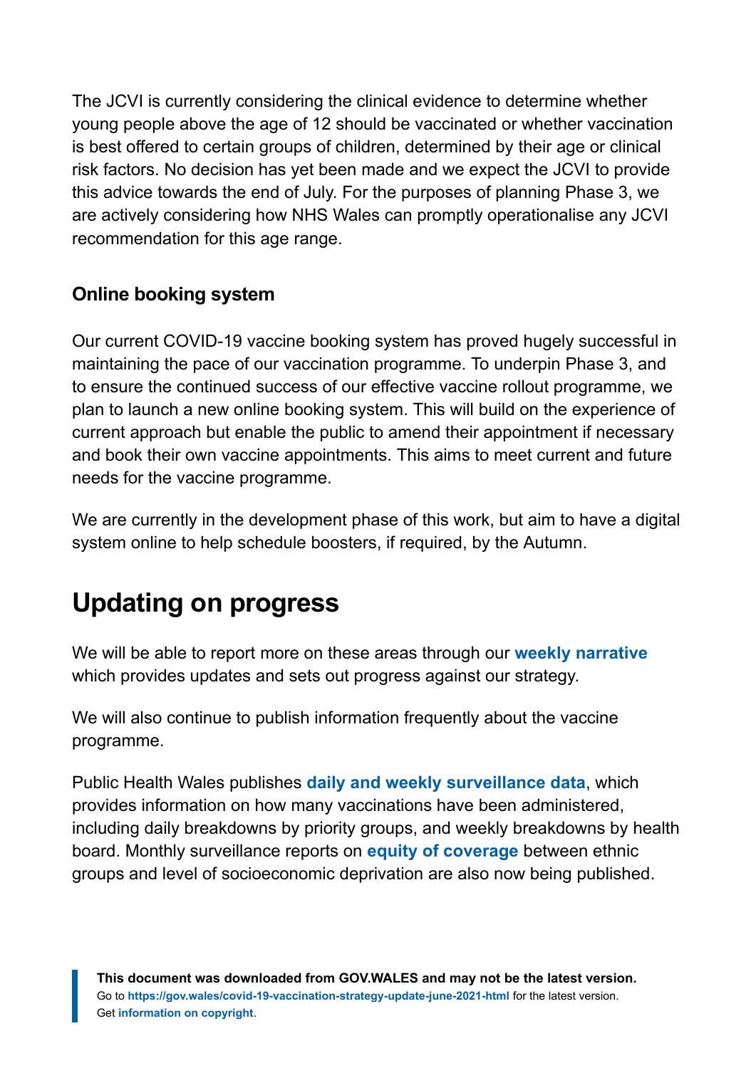The JCVI is currently considering the clinical evidence to determine whether young people above the age of 12 should be vaccinated or whether vaccination is best offered to certain groups of children, determined by their age or clinical risk factors. No decision has yet been made and we expect the JCVI to provide this advice towards the end of July. For the purposes of planning Phase 3, we are actively considering how NHS Wales can promptly operationalise any JCVI recommendation for this age range.

### Online booking system

Our current COVID-19 vaccine booking system has proved hugely successful in maintaining the pace of our vaccination programme. To underpin Phase 3, and to ensure the continued success of our effective vaccine rollout programme, we plan to launch a new online booking system. This will build on the experience of current approach but enable the public to amend their appointment if necessary and book their own vaccine appointments. This aims to meet current and future needs for the vaccine programme.

We are currently in the development phase of this work, but aim to have a digital system online to help schedule boosters, if required, by the Autumn.

## Updating on progress

We will be able to report more on these areas through our **weekly narrative** which provides updates and sets out progress against our strategy.

We will also continue to publish information frequently about the vaccine programme.

Public Health Wales publishes **daily and weekly surveillance data**, which provides information on how many vaccinations have been administered, including daily breakdowns by priority groups, and weekly breakdowns by health board. Monthly surveillance reports on **equity of coverage** between ethnic groups and level of socioeconomic deprivation are also now being published.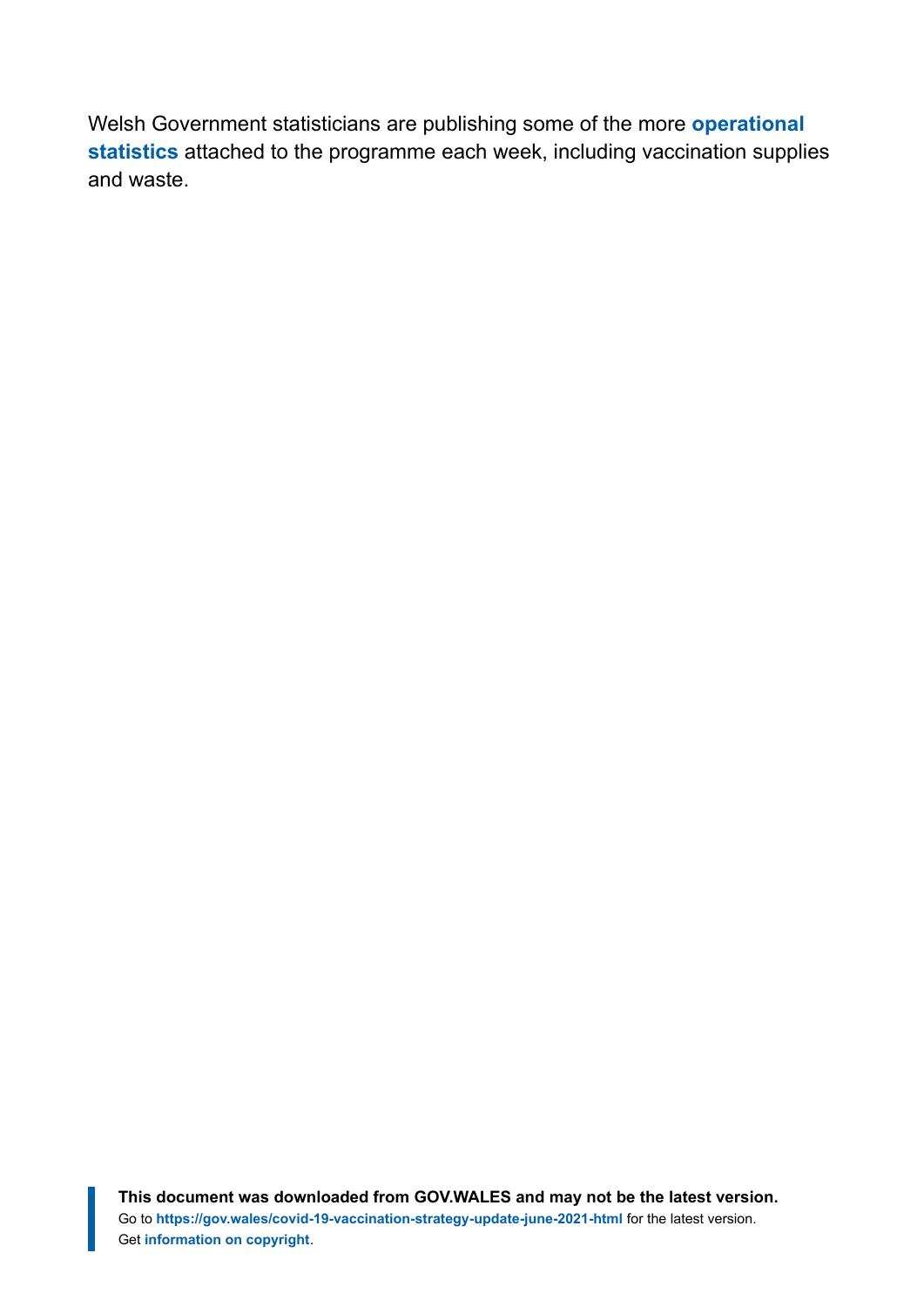Welsh Government statisticians are publishing some of the more **operational statistics** attached to the programme each week, including vaccination supplies and waste.

**This document was downloaded from GOV.WALES and may not be the latest version.**
Go to **https://gov.wales/covid-19-vaccination-strategy-update-june-2021-html** for the latest version.
Get **information on copyright**.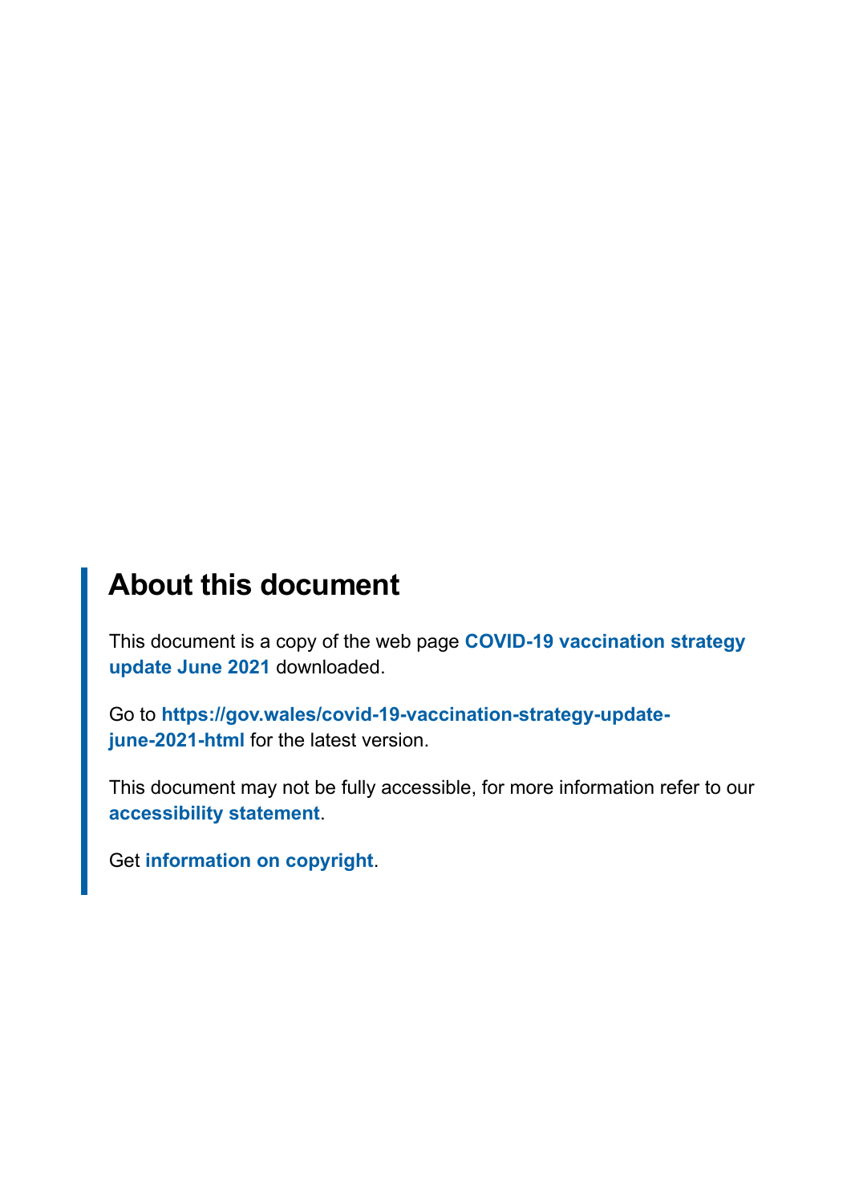## About this document

This document is a copy of the web page **COVID-19 vaccination strategy update June 2021** downloaded.

Go to **https://gov.wales/covid-19-vaccination-strategy-update-june-2021-html** for the latest version.

This document may not be fully accessible, for more information refer to our **accessibility statement**.

Get **information on copyright**.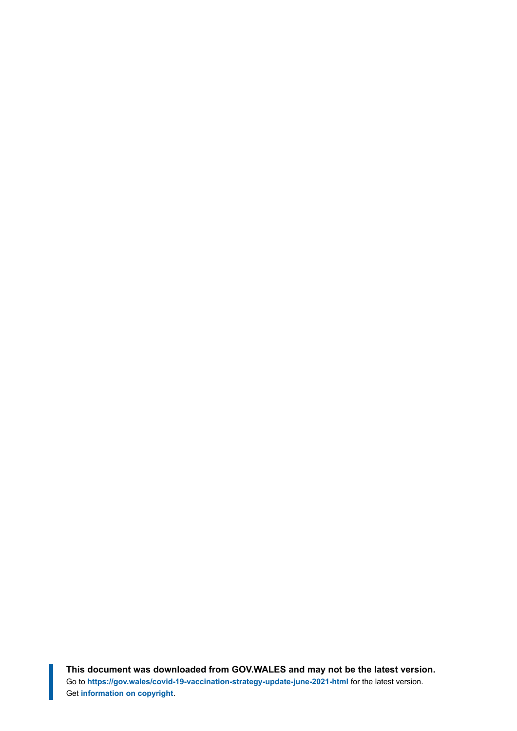**This document was downloaded from GOV.WALES and may not be the latest version.**
Go to **https://gov.wales/covid-19-vaccination-strategy-update-june-2021-html** for the latest version.
Get **information on copyright**.